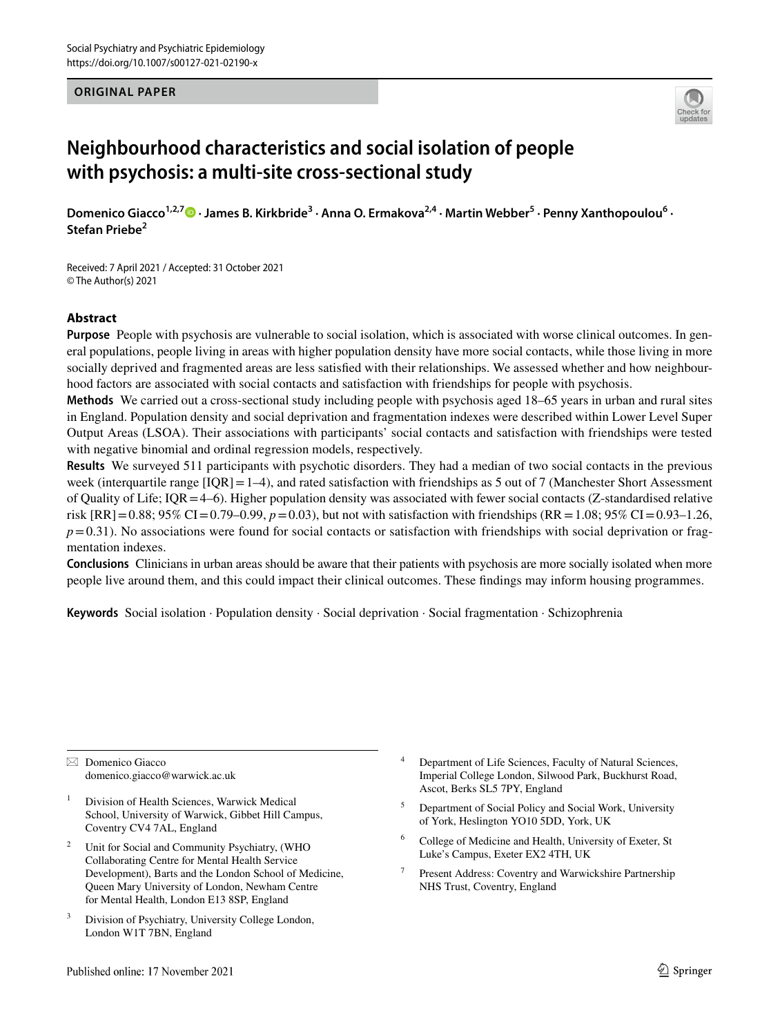ORIGINAL PAPER

# Neighbourhood characteristics and social isolation of people with psychosis: a multi-site cross-sectional study

**Domenico Giacco[1,2,7] · James B. Kirkbride[3] · Anna O. Ermakova[2,4] · Martin Webber[5] · Penny Xanthopoulou[6] · Stefan Priebe[2]**

Received: 7 April 2021 / Accepted: 31 October 2021
© The Author(s) 2021

## Abstract

**Purpose** People with psychosis are vulnerable to social isolation, which is associated with worse clinical outcomes. In general populations, people living in areas with higher population density have more social contacts, while those living in more socially deprived and fragmented areas are less satisfied with their relationships. We assessed whether and how neighbourhood factors are associated with social contacts and satisfaction with friendships for people with psychosis.

**Methods** We carried out a cross-sectional study including people with psychosis aged 18–65 years in urban and rural sites in England. Population density and social deprivation and fragmentation indexes were described within Lower Level Super Output Areas (LSOA). Their associations with participants' social contacts and satisfaction with friendships were tested with negative binomial and ordinal regression models, respectively.

**Results** We surveyed 511 participants with psychotic disorders. They had a median of two social contacts in the previous week (interquartile range [IQR] = 1–4), and rated satisfaction with friendships as 5 out of 7 (Manchester Short Assessment of Quality of Life; IQR = 4–6). Higher population density was associated with fewer social contacts (Z-standardised relative risk [RR] = 0.88; 95% CI = 0.79–0.99, $p = 0.03$), but not with satisfaction with friendships (RR = 1.08; 95% CI = 0.93–1.26, $p = 0.31$). No associations were found for social contacts or satisfaction with friendships with social deprivation or fragmentation indexes.

**Conclusions** Clinicians in urban areas should be aware that their patients with psychosis are more socially isolated when more people live around them, and this could impact their clinical outcomes. These findings may inform housing programmes.

**Keywords** Social isolation · Population density · Social deprivation · Social fragmentation · Schizophrenia

---

✉ Domenico Giacco
domenico.giacco@warwick.ac.uk

[1] Division of Health Sciences, Warwick Medical School, University of Warwick, Gibbet Hill Campus, Coventry CV4 7AL, England

[2] Unit for Social and Community Psychiatry, (WHO Collaborating Centre for Mental Health Service Development), Barts and the London School of Medicine, Queen Mary University of London, Newham Centre for Mental Health, London E13 8SP, England

[3] Division of Psychiatry, University College London, London W1T 7BN, England

[4] Department of Life Sciences, Faculty of Natural Sciences, Imperial College London, Silwood Park, Buckhurst Road, Ascot, Berks SL5 7PY, England

[5] Department of Social Policy and Social Work, University of York, Heslington YO10 5DD, York, UK

[6] College of Medicine and Health, University of Exeter, St Luke's Campus, Exeter EX2 4TH, UK

[7] Present Address: Coventry and Warwickshire Partnership NHS Trust, Coventry, England

Published online: 17 November 2021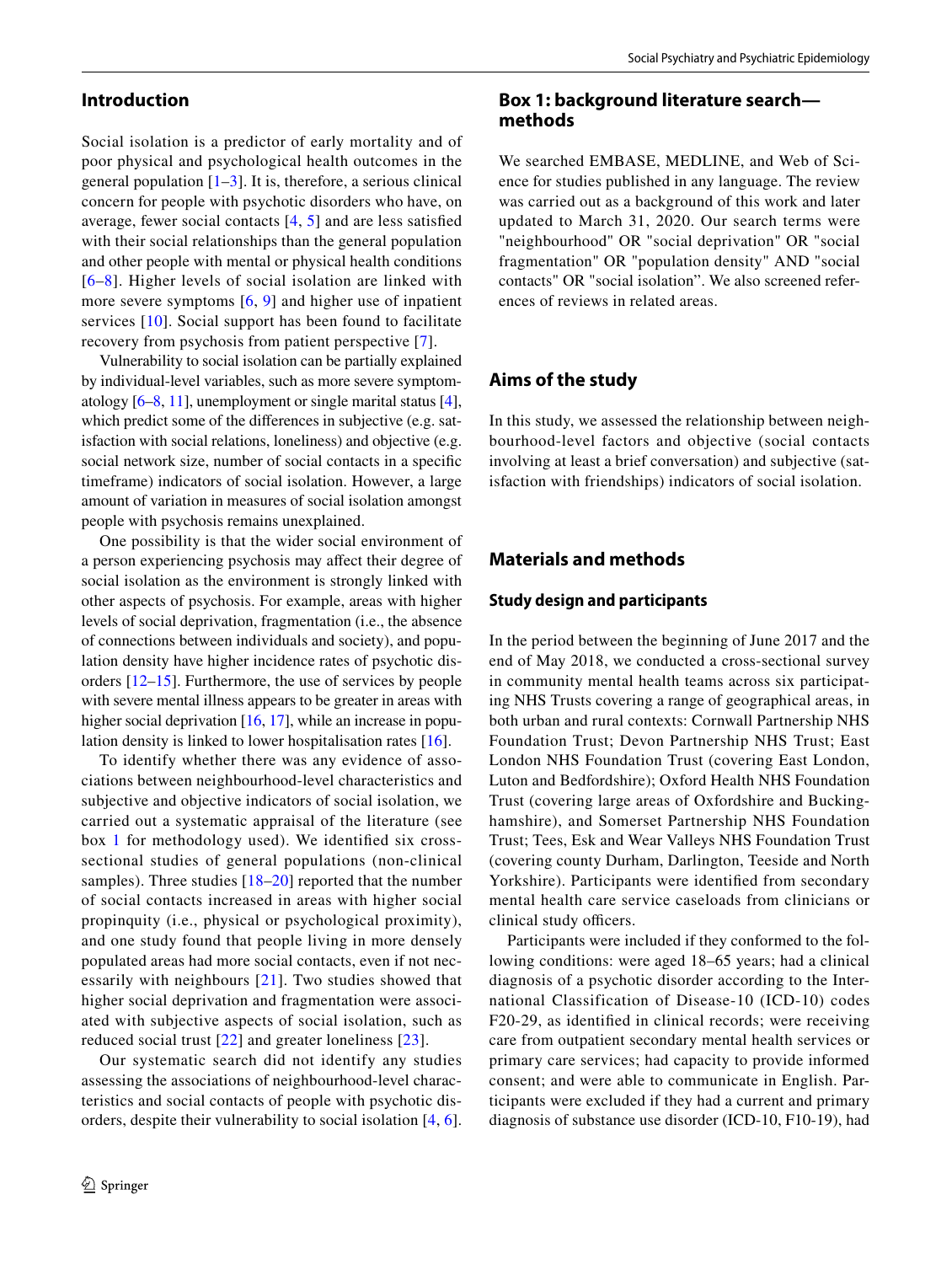## Introduction

Social isolation is a predictor of early mortality and of poor physical and psychological health outcomes in the general population [1–3]. It is, therefore, a serious clinical concern for people with psychotic disorders who have, on average, fewer social contacts [4, 5] and are less satisfied with their social relationships than the general population and other people with mental or physical health conditions [6–8]. Higher levels of social isolation are linked with more severe symptoms [6, 9] and higher use of inpatient services [10]. Social support has been found to facilitate recovery from psychosis from patient perspective [7].

Vulnerability to social isolation can be partially explained by individual-level variables, such as more severe symptomatology [6–8, 11], unemployment or single marital status [4], which predict some of the differences in subjective (e.g. satisfaction with social relations, loneliness) and objective (e.g. social network size, number of social contacts in a specific timeframe) indicators of social isolation. However, a large amount of variation in measures of social isolation amongst people with psychosis remains unexplained.

One possibility is that the wider social environment of a person experiencing psychosis may affect their degree of social isolation as the environment is strongly linked with other aspects of psychosis. For example, areas with higher levels of social deprivation, fragmentation (i.e., the absence of connections between individuals and society), and population density have higher incidence rates of psychotic disorders [12–15]. Furthermore, the use of services by people with severe mental illness appears to be greater in areas with higher social deprivation [16, 17], while an increase in population density is linked to lower hospitalisation rates [16].

To identify whether there was any evidence of associations between neighbourhood-level characteristics and subjective and objective indicators of social isolation, we carried out a systematic appraisal of the literature (see box 1 for methodology used). We identified six cross-sectional studies of general populations (non-clinical samples). Three studies [18–20] reported that the number of social contacts increased in areas with higher social propinquity (i.e., physical or psychological proximity), and one study found that people living in more densely populated areas had more social contacts, even if not necessarily with neighbours [21]. Two studies showed that higher social deprivation and fragmentation were associated with subjective aspects of social isolation, such as reduced social trust [22] and greater loneliness [23].

Our systematic search did not identify any studies assessing the associations of neighbourhood-level characteristics and social contacts of people with psychotic disorders, despite their vulnerability to social isolation [4, 6].

## Box 1: background literature search—methods

We searched EMBASE, MEDLINE, and Web of Science for studies published in any language. The review was carried out as a background of this work and later updated to March 31, 2020. Our search terms were "neighbourhood" OR "social deprivation" OR "social fragmentation" OR "population density" AND "social contacts" OR "social isolation". We also screened references of reviews in related areas.

## Aims of the study

In this study, we assessed the relationship between neighbourhood-level factors and objective (social contacts involving at least a brief conversation) and subjective (satisfaction with friendships) indicators of social isolation.

## Materials and methods

### Study design and participants

In the period between the beginning of June 2017 and the end of May 2018, we conducted a cross-sectional survey in community mental health teams across six participating NHS Trusts covering a range of geographical areas, in both urban and rural contexts: Cornwall Partnership NHS Foundation Trust; Devon Partnership NHS Trust; East London NHS Foundation Trust (covering East London, Luton and Bedfordshire); Oxford Health NHS Foundation Trust (covering large areas of Oxfordshire and Buckinghamshire), and Somerset Partnership NHS Foundation Trust; Tees, Esk and Wear Valleys NHS Foundation Trust (covering county Durham, Darlington, Teeside and North Yorkshire). Participants were identified from secondary mental health care service caseloads from clinicians or clinical study officers.

Participants were included if they conformed to the following conditions: were aged 18–65 years; had a clinical diagnosis of a psychotic disorder according to the International Classification of Disease-10 (ICD-10) codes F20-29, as identified in clinical records; were receiving care from outpatient secondary mental health services or primary care services; had capacity to provide informed consent; and were able to communicate in English. Participants were excluded if they had a current and primary diagnosis of substance use disorder (ICD-10, F10-19), had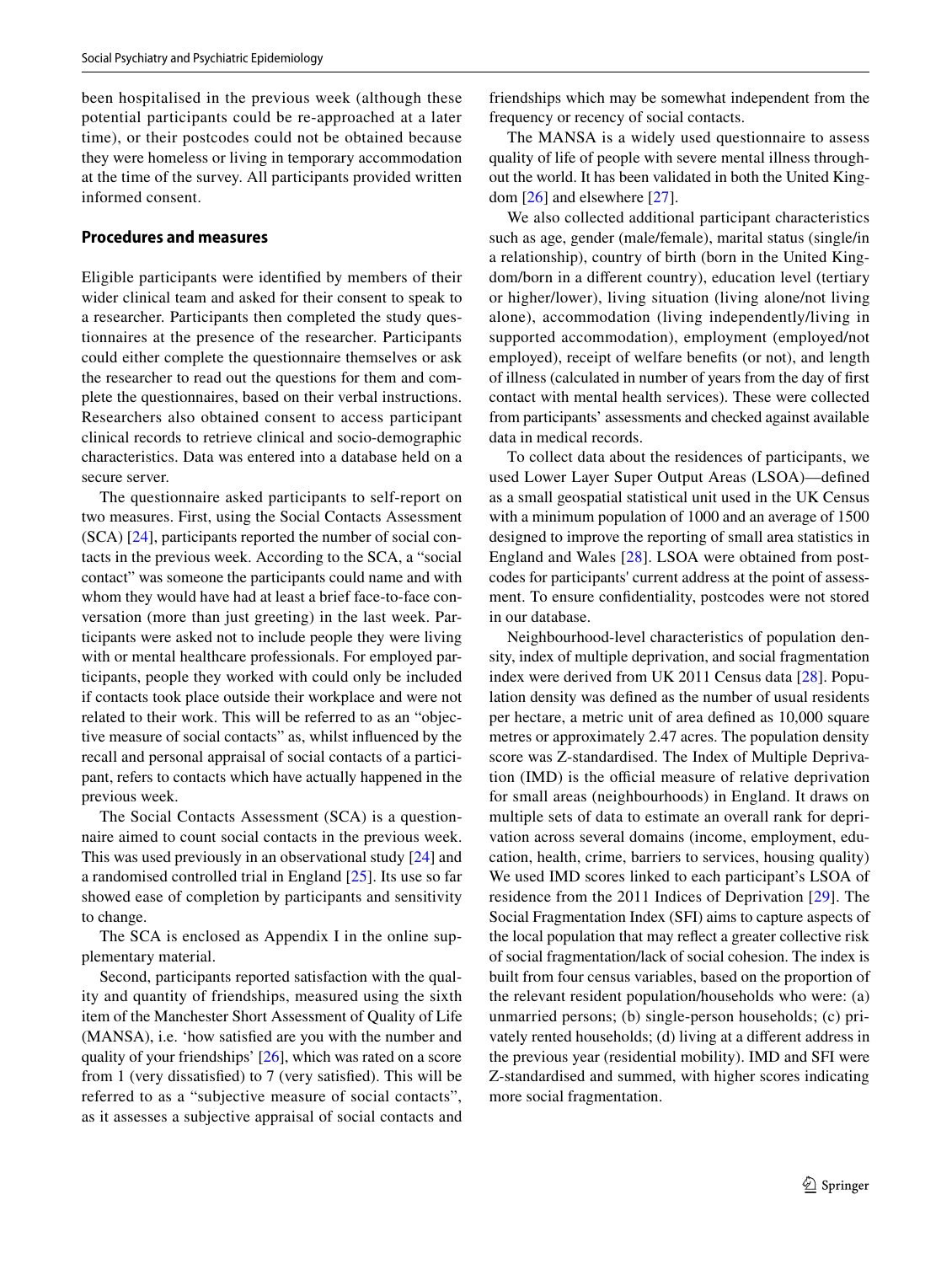been hospitalised in the previous week (although these potential participants could be re-approached at a later time), or their postcodes could not be obtained because they were homeless or living in temporary accommodation at the time of the survey. All participants provided written informed consent.

### Procedures and measures

Eligible participants were identified by members of their wider clinical team and asked for their consent to speak to a researcher. Participants then completed the study questionnaires at the presence of the researcher. Participants could either complete the questionnaire themselves or ask the researcher to read out the questions for them and complete the questionnaires, based on their verbal instructions. Researchers also obtained consent to access participant clinical records to retrieve clinical and socio-demographic characteristics. Data was entered into a database held on a secure server.

The questionnaire asked participants to self-report on two measures. First, using the Social Contacts Assessment (SCA) [24], participants reported the number of social contacts in the previous week. According to the SCA, a "social contact" was someone the participants could name and with whom they would have had at least a brief face-to-face conversation (more than just greeting) in the last week. Participants were asked not to include people they were living with or mental healthcare professionals. For employed participants, people they worked with could only be included if contacts took place outside their workplace and were not related to their work. This will be referred to as an "objective measure of social contacts" as, whilst influenced by the recall and personal appraisal of social contacts of a participant, refers to contacts which have actually happened in the previous week.

The Social Contacts Assessment (SCA) is a questionnaire aimed to count social contacts in the previous week. This was used previously in an observational study [24] and a randomised controlled trial in England [25]. Its use so far showed ease of completion by participants and sensitivity to change.

The SCA is enclosed as Appendix I in the online supplementary material.

Second, participants reported satisfaction with the quality and quantity of friendships, measured using the sixth item of the Manchester Short Assessment of Quality of Life (MANSA), i.e. 'how satisfied are you with the number and quality of your friendships' [26], which was rated on a score from 1 (very dissatisfied) to 7 (very satisfied). This will be referred to as a "subjective measure of social contacts", as it assesses a subjective appraisal of social contacts and friendships which may be somewhat independent from the frequency or recency of social contacts.

The MANSA is a widely used questionnaire to assess quality of life of people with severe mental illness throughout the world. It has been validated in both the United Kingdom [26] and elsewhere [27].

We also collected additional participant characteristics such as age, gender (male/female), marital status (single/in a relationship), country of birth (born in the United Kingdom/born in a different country), education level (tertiary or higher/lower), living situation (living alone/not living alone), accommodation (living independently/living in supported accommodation), employment (employed/not employed), receipt of welfare benefits (or not), and length of illness (calculated in number of years from the day of first contact with mental health services). These were collected from participants' assessments and checked against available data in medical records.

To collect data about the residences of participants, we used Lower Layer Super Output Areas (LSOA)—defined as a small geospatial statistical unit used in the UK Census with a minimum population of 1000 and an average of 1500 designed to improve the reporting of small area statistics in England and Wales [28]. LSOA were obtained from postcodes for participants' current address at the point of assessment. To ensure confidentiality, postcodes were not stored in our database.

Neighbourhood-level characteristics of population density, index of multiple deprivation, and social fragmentation index were derived from UK 2011 Census data [28]. Population density was defined as the number of usual residents per hectare, a metric unit of area defined as 10,000 square metres or approximately 2.47 acres. The population density score was Z-standardised. The Index of Multiple Deprivation (IMD) is the official measure of relative deprivation for small areas (neighbourhoods) in England. It draws on multiple sets of data to estimate an overall rank for deprivation across several domains (income, employment, education, health, crime, barriers to services, housing quality) We used IMD scores linked to each participant's LSOA of residence from the 2011 Indices of Deprivation [29]. The Social Fragmentation Index (SFI) aims to capture aspects of the local population that may reflect a greater collective risk of social fragmentation/lack of social cohesion. The index is built from four census variables, based on the proportion of the relevant resident population/households who were: (a) unmarried persons; (b) single-person households; (c) privately rented households; (d) living at a different address in the previous year (residential mobility). IMD and SFI were Z-standardised and summed, with higher scores indicating more social fragmentation.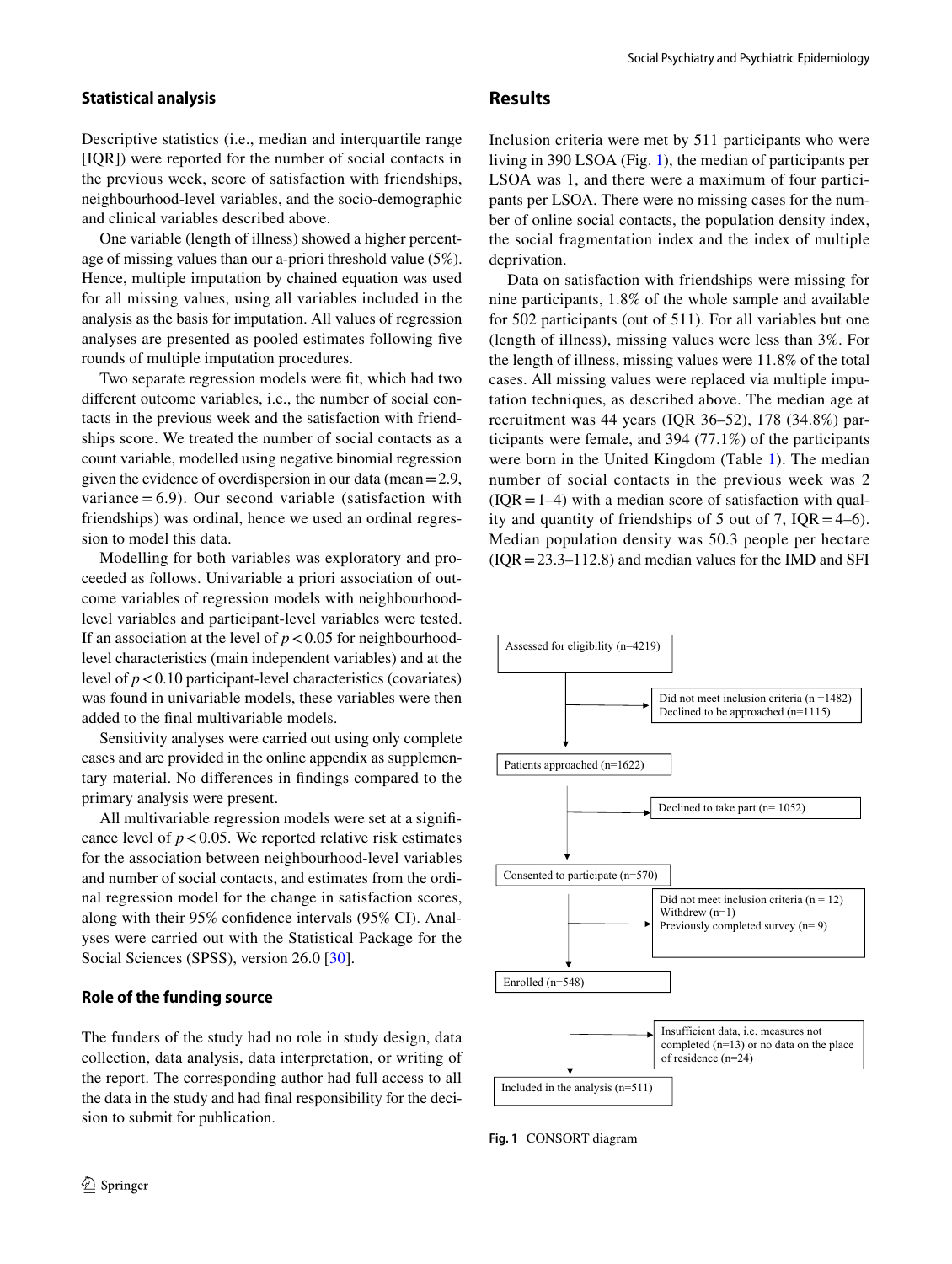## Statistical analysis

Descriptive statistics (i.e., median and interquartile range [IQR]) were reported for the number of social contacts in the previous week, score of satisfaction with friendships, neighbourhood-level variables, and the socio-demographic and clinical variables described above.

One variable (length of illness) showed a higher percentage of missing values than our a-priori threshold value (5%). Hence, multiple imputation by chained equation was used for all missing values, using all variables included in the analysis as the basis for imputation. All values of regression analyses are presented as pooled estimates following five rounds of multiple imputation procedures.

Two separate regression models were fit, which had two different outcome variables, i.e., the number of social contacts in the previous week and the satisfaction with friendships score. We treated the number of social contacts as a count variable, modelled using negative binomial regression given the evidence of overdispersion in our data (mean = 2.9, variance = 6.9). Our second variable (satisfaction with friendships) was ordinal, hence we used an ordinal regression to model this data.

Modelling for both variables was exploratory and proceeded as follows. Univariable a priori association of outcome variables of regression models with neighbourhood-level variables and participant-level variables were tested. If an association at the level of $p < 0.05$ for neighbourhood-level characteristics (main independent variables) and at the level of $p < 0.10$ participant-level characteristics (covariates) was found in univariable models, these variables were then added to the final multivariable models.

Sensitivity analyses were carried out using only complete cases and are provided in the online appendix as supplementary material. No differences in findings compared to the primary analysis were present.

All multivariable regression models were set at a significance level of $p < 0.05$. We reported relative risk estimates for the association between neighbourhood-level variables and number of social contacts, and estimates from the ordinal regression model for the change in satisfaction scores, along with their 95% confidence intervals (95% CI). Analyses were carried out with the Statistical Package for the Social Sciences (SPSS), version 26.0 [30].

## Role of the funding source

The funders of the study had no role in study design, data collection, data analysis, data interpretation, or writing of the report. The corresponding author had full access to all the data in the study and had final responsibility for the decision to submit for publication.

# Results

Inclusion criteria were met by 511 participants who were living in 390 LSOA (Fig. 1), the median of participants per LSOA was 1, and there were a maximum of four participants per LSOA. There were no missing cases for the number of online social contacts, the population density index, the social fragmentation index and the index of multiple deprivation.

Data on satisfaction with friendships were missing for nine participants, 1.8% of the whole sample and available for 502 participants (out of 511). For all variables but one (length of illness), missing values were less than 3%. For the length of illness, missing values were 11.8% of the total cases. All missing values were replaced via multiple imputation techniques, as described above. The median age at recruitment was 44 years (IQR 36–52), 178 (34.8%) participants were female, and 394 (77.1%) of the participants were born in the United Kingdom (Table 1). The median number of social contacts in the previous week was 2 (IQR = 1–4) with a median score of satisfaction with quality and quantity of friendships of 5 out of 7, IQR = 4–6). Median population density was 50.3 people per hectare (IQR = 23.3–112.8) and median values for the IMD and SFI

Assessed for eligibility (n=4219)

Did not meet inclusion criteria (n =1482)
Declined to be approached (n=1115)

Patients approached (n=1622)

Declined to take part (n= 1052)

Consented to participate (n=570)

Did not meet inclusion criteria (n = 12)
Withdrew (n=1)
Previously completed survey (n= 9)

Enrolled (n=548)

Insufficient data, i.e. measures not completed (n=13) or no data on the place of residence (n=24)

Included in the analysis (n=511)

**Fig. 1** CONSORT diagram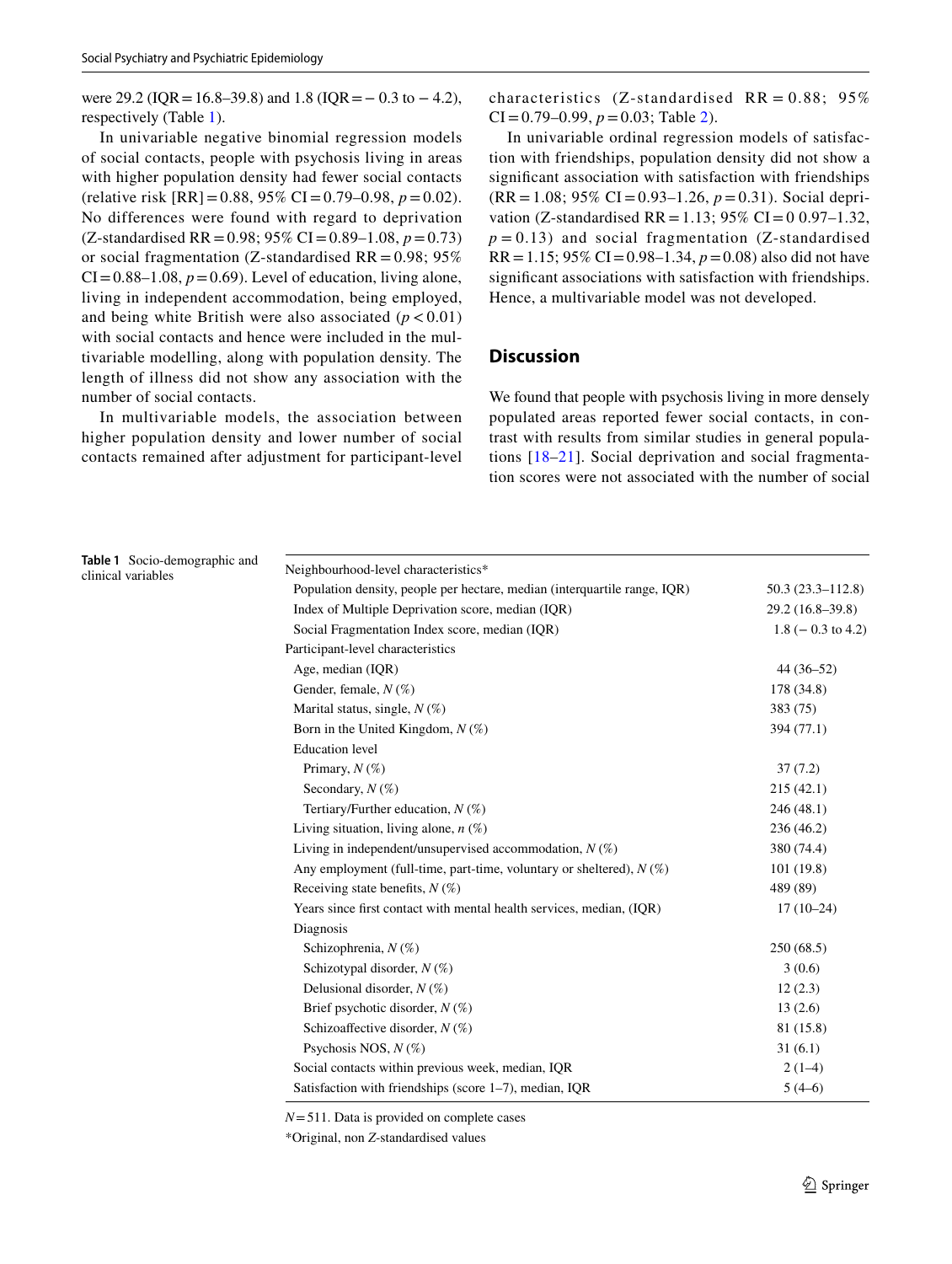were 29.2 (IQR = 16.8–39.8) and 1.8 (IQR = − 0.3 to − 4.2), respectively (Table 1).

In univariable negative binomial regression models of social contacts, people with psychosis living in areas with higher population density had fewer social contacts (relative risk [RR] = 0.88, 95% CI = 0.79–0.98, $p = 0.02$). No differences were found with regard to deprivation (Z-standardised RR = 0.98; 95% CI = 0.89–1.08, $p = 0.73$) or social fragmentation (Z-standardised RR = 0.98; 95% CI = 0.88–1.08, $p = 0.69$). Level of education, living alone, living in independent accommodation, being employed, and being white British were also associated ($p < 0.01$) with social contacts and hence were included in the multivariable modelling, along with population density. The length of illness did not show any association with the number of social contacts.

In multivariable models, the association between higher population density and lower number of social contacts remained after adjustment for participant-level characteristics (Z-standardised RR = 0.88; 95% CI = 0.79–0.99, $p = 0.03$; Table 2).

In univariable ordinal regression models of satisfaction with friendships, population density did not show a significant association with satisfaction with friendships (RR = 1.08; 95% CI = 0.93–1.26, $p = 0.31$). Social deprivation (Z-standardised RR = 1.13; 95% CI = 0 0.97–1.32, $p = 0.13$) and social fragmentation (Z-standardised RR = 1.15; 95% CI = 0.98–1.34, $p = 0.08$) also did not have significant associations with satisfaction with friendships. Hence, a multivariable model was not developed.

## Discussion

We found that people with psychosis living in more densely populated areas reported fewer social contacts, in contrast with results from similar studies in general populations [18–21]. Social deprivation and social fragmentation scores were not associated with the number of social

**Table 1** Socio-demographic and clinical variables

| | |
|---|---|
| Neighbourhood-level characteristics* | |
| Population density, people per hectare, median (interquartile range, IQR) | 50.3 (23.3–112.8) |
| Index of Multiple Deprivation score, median (IQR) | 29.2 (16.8–39.8) |
| Social Fragmentation Index score, median (IQR) | 1.8 (− 0.3 to 4.2) |
| Participant-level characteristics | |
| Age, median (IQR) | 44 (36–52) |
| Gender, female, *N* (%) | 178 (34.8) |
| Marital status, single, *N* (%) | 383 (75) |
| Born in the United Kingdom, *N* (%) | 394 (77.1) |
| Education level | |
| Primary, *N* (%) | 37 (7.2) |
| Secondary, *N* (%) | 215 (42.1) |
| Tertiary/Further education, *N* (%) | 246 (48.1) |
| Living situation, living alone, *n* (%) | 236 (46.2) |
| Living in independent/unsupervised accommodation, *N* (%) | 380 (74.4) |
| Any employment (full-time, part-time, voluntary or sheltered), *N* (%) | 101 (19.8) |
| Receiving state benefits, *N* (%) | 489 (89) |
| Years since first contact with mental health services, median, (IQR) | 17 (10–24) |
| Diagnosis | |
| Schizophrenia, *N* (%) | 250 (68.5) |
| Schizotypal disorder, *N* (%) | 3 (0.6) |
| Delusional disorder, *N* (%) | 12 (2.3) |
| Brief psychotic disorder, *N* (%) | 13 (2.6) |
| Schizoaffective disorder, *N* (%) | 81 (15.8) |
| Psychosis NOS, *N* (%) | 31 (6.1) |
| Social contacts within previous week, median, IQR | 2 (1–4) |
| Satisfaction with friendships (score 1–7), median, IQR | 5 (4–6) |

*N* = 511. Data is provided on complete cases

*Original, non Z-standardised values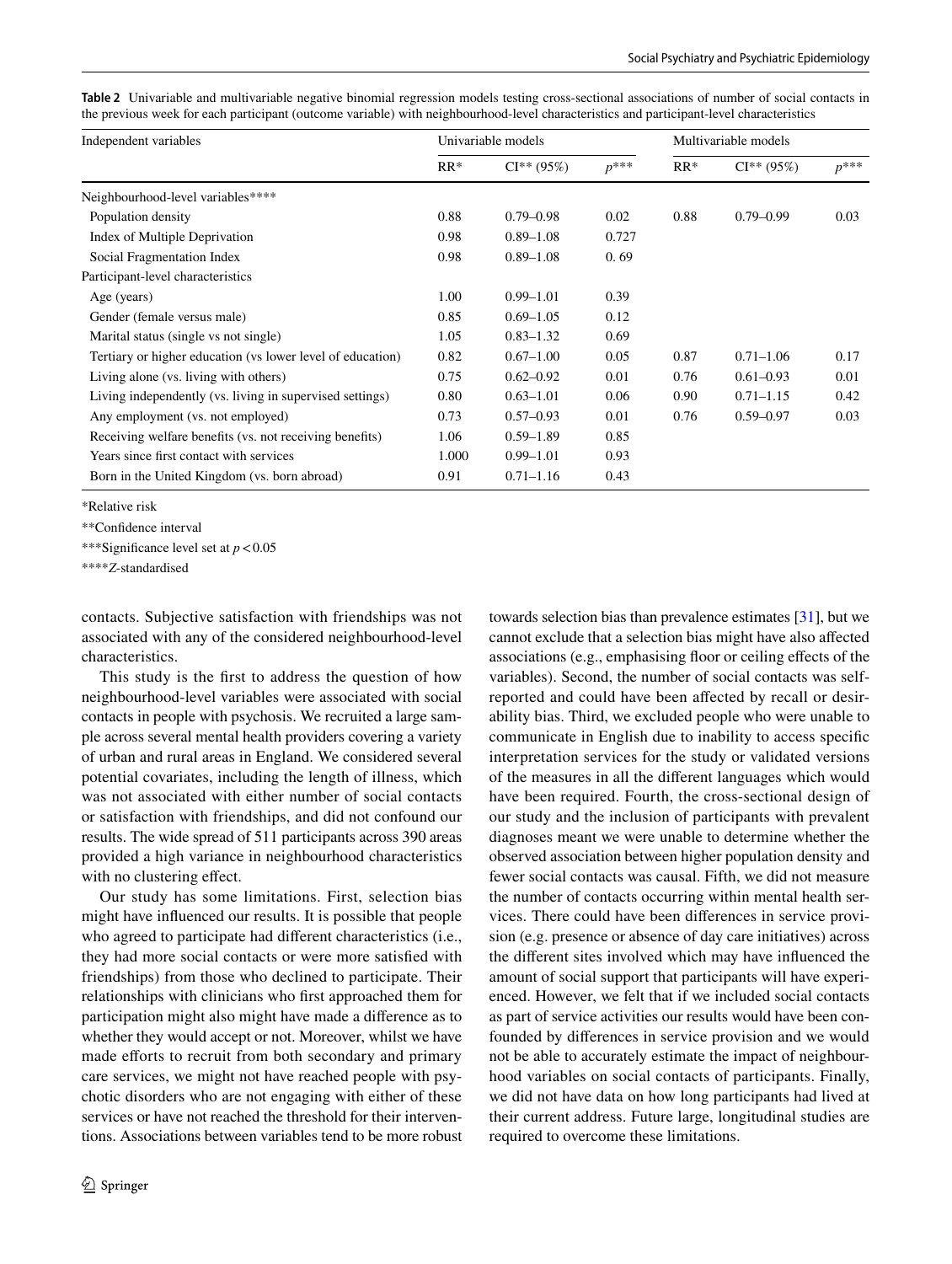**Table 2** Univariable and multivariable negative binomial regression models testing cross-sectional associations of number of social contacts in the previous week for each participant (outcome variable) with neighbourhood-level characteristics and participant-level characteristics

| Independent variables | Univariable models | | | Multivariable models | | |
|---|---|---|---|---|---|---|
| | RR* | CI** (95%) | $p$*** | RR* | CI** (95%) | $p$*** |
| Neighbourhood-level variables**** | | | | | | |
| Population density | 0.88 | 0.79–0.98 | 0.02 | 0.88 | 0.79–0.99 | 0.03 |
| Index of Multiple Deprivation | 0.98 | 0.89–1.08 | 0.727 | | | |
| Social Fragmentation Index | 0.98 | 0.89–1.08 | 0. 69 | | | |
| Participant-level characteristics | | | | | | |
| Age (years) | 1.00 | 0.99–1.01 | 0.39 | | | |
| Gender (female versus male) | 0.85 | 0.69–1.05 | 0.12 | | | |
| Marital status (single vs not single) | 1.05 | 0.83–1.32 | 0.69 | | | |
| Tertiary or higher education (vs lower level of education) | 0.82 | 0.67–1.00 | 0.05 | 0.87 | 0.71–1.06 | 0.17 |
| Living alone (vs. living with others) | 0.75 | 0.62–0.92 | 0.01 | 0.76 | 0.61–0.93 | 0.01 |
| Living independently (vs. living in supervised settings) | 0.80 | 0.63–1.01 | 0.06 | 0.90 | 0.71–1.15 | 0.42 |
| Any employment (vs. not employed) | 0.73 | 0.57–0.93 | 0.01 | 0.76 | 0.59–0.97 | 0.03 |
| Receiving welfare benefits (vs. not receiving benefits) | 1.06 | 0.59–1.89 | 0.85 | | | |
| Years since first contact with services | 1.000 | 0.99–1.01 | 0.93 | | | |
| Born in the United Kingdom (vs. born abroad) | 0.91 | 0.71–1.16 | 0.43 | | | |

*Relative risk

**Confidence interval

***Significance level set at $p<0.05$

****Z-standardised

contacts. Subjective satisfaction with friendships was not associated with any of the considered neighbourhood-level characteristics.

This study is the first to address the question of how neighbourhood-level variables were associated with social contacts in people with psychosis. We recruited a large sample across several mental health providers covering a variety of urban and rural areas in England. We considered several potential covariates, including the length of illness, which was not associated with either number of social contacts or satisfaction with friendships, and did not confound our results. The wide spread of 511 participants across 390 areas provided a high variance in neighbourhood characteristics with no clustering effect.

Our study has some limitations. First, selection bias might have influenced our results. It is possible that people who agreed to participate had different characteristics (i.e., they had more social contacts or were more satisfied with friendships) from those who declined to participate. Their relationships with clinicians who first approached them for participation might also might have made a difference as to whether they would accept or not. Moreover, whilst we have made efforts to recruit from both secondary and primary care services, we might not have reached people with psychotic disorders who are not engaging with either of these services or have not reached the threshold for their interventions. Associations between variables tend to be more robust towards selection bias than prevalence estimates [31], but we cannot exclude that a selection bias might have also affected associations (e.g., emphasising floor or ceiling effects of the variables). Second, the number of social contacts was self-reported and could have been affected by recall or desirability bias. Third, we excluded people who were unable to communicate in English due to inability to access specific interpretation services for the study or validated versions of the measures in all the different languages which would have been required. Fourth, the cross-sectional design of our study and the inclusion of participants with prevalent diagnoses meant we were unable to determine whether the observed association between higher population density and fewer social contacts was causal. Fifth, we did not measure the number of contacts occurring within mental health services. There could have been differences in service provision (e.g. presence or absence of day care initiatives) across the different sites involved which may have influenced the amount of social support that participants will have experienced. However, we felt that if we included social contacts as part of service activities our results would have been confounded by differences in service provision and we would not be able to accurately estimate the impact of neighbourhood variables on social contacts of participants. Finally, we did not have data on how long participants had lived at their current address. Future large, longitudinal studies are required to overcome these limitations.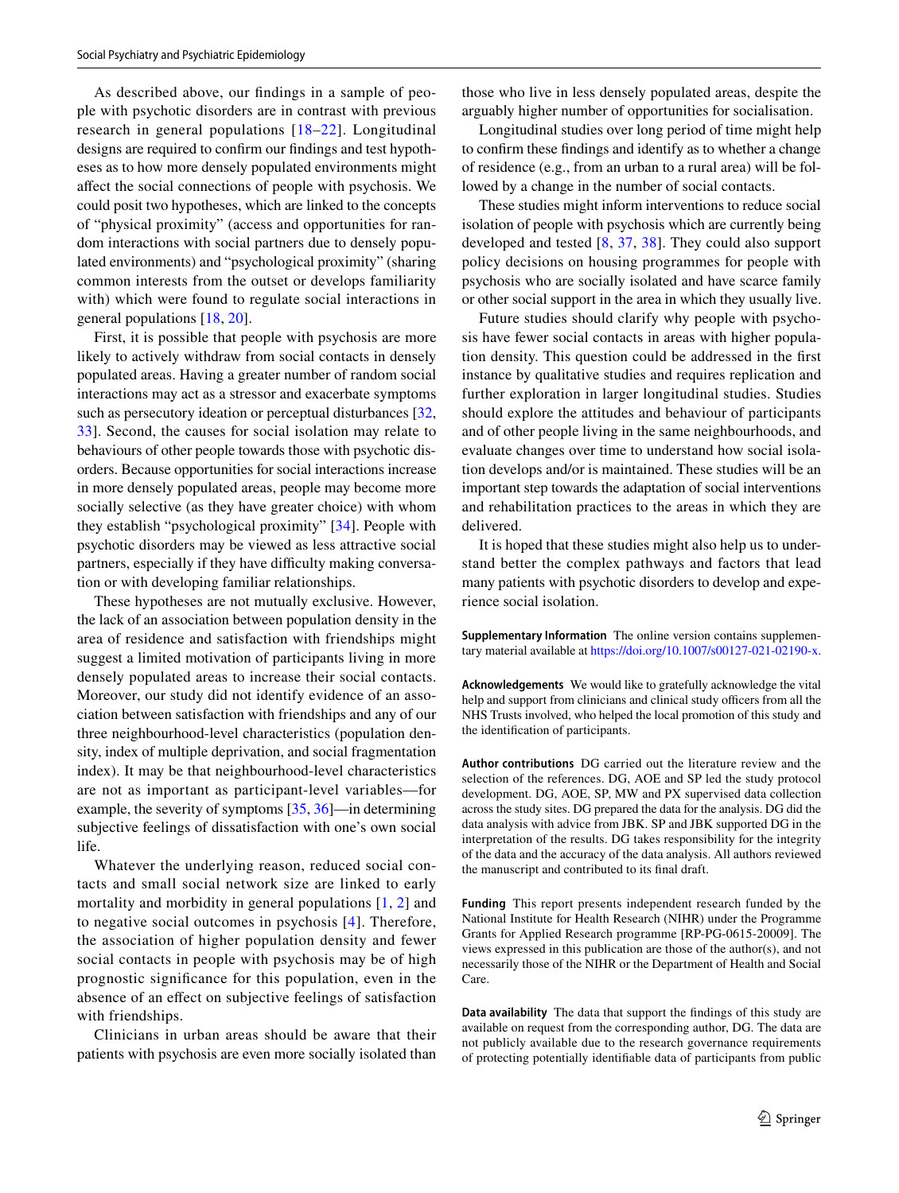As described above, our findings in a sample of people with psychotic disorders are in contrast with previous research in general populations [18–22]. Longitudinal designs are required to confirm our findings and test hypotheses as to how more densely populated environments might affect the social connections of people with psychosis. We could posit two hypotheses, which are linked to the concepts of "physical proximity" (access and opportunities for random interactions with social partners due to densely populated environments) and "psychological proximity" (sharing common interests from the outset or develops familiarity with) which were found to regulate social interactions in general populations [18, 20].

First, it is possible that people with psychosis are more likely to actively withdraw from social contacts in densely populated areas. Having a greater number of random social interactions may act as a stressor and exacerbate symptoms such as persecutory ideation or perceptual disturbances [32, 33]. Second, the causes for social isolation may relate to behaviours of other people towards those with psychotic disorders. Because opportunities for social interactions increase in more densely populated areas, people may become more socially selective (as they have greater choice) with whom they establish "psychological proximity" [34]. People with psychotic disorders may be viewed as less attractive social partners, especially if they have difficulty making conversation or with developing familiar relationships.

These hypotheses are not mutually exclusive. However, the lack of an association between population density in the area of residence and satisfaction with friendships might suggest a limited motivation of participants living in more densely populated areas to increase their social contacts. Moreover, our study did not identify evidence of an association between satisfaction with friendships and any of our three neighbourhood-level characteristics (population density, index of multiple deprivation, and social fragmentation index). It may be that neighbourhood-level characteristics are not as important as participant-level variables—for example, the severity of symptoms [35, 36]—in determining subjective feelings of dissatisfaction with one's own social life.

Whatever the underlying reason, reduced social contacts and small social network size are linked to early mortality and morbidity in general populations [1, 2] and to negative social outcomes in psychosis [4]. Therefore, the association of higher population density and fewer social contacts in people with psychosis may be of high prognostic significance for this population, even in the absence of an effect on subjective feelings of satisfaction with friendships.

Clinicians in urban areas should be aware that their patients with psychosis are even more socially isolated than those who live in less densely populated areas, despite the arguably higher number of opportunities for socialisation.

Longitudinal studies over long period of time might help to confirm these findings and identify as to whether a change of residence (e.g., from an urban to a rural area) will be followed by a change in the number of social contacts.

These studies might inform interventions to reduce social isolation of people with psychosis which are currently being developed and tested [8, 37, 38]. They could also support policy decisions on housing programmes for people with psychosis who are socially isolated and have scarce family or other social support in the area in which they usually live.

Future studies should clarify why people with psychosis have fewer social contacts in areas with higher population density. This question could be addressed in the first instance by qualitative studies and requires replication and further exploration in larger longitudinal studies. Studies should explore the attitudes and behaviour of participants and of other people living in the same neighbourhoods, and evaluate changes over time to understand how social isolation develops and/or is maintained. These studies will be an important step towards the adaptation of social interventions and rehabilitation practices to the areas in which they are delivered.

It is hoped that these studies might also help us to understand better the complex pathways and factors that lead many patients with psychotic disorders to develop and experience social isolation.

**Supplementary Information** The online version contains supplementary material available at https://doi.org/10.1007/s00127-021-02190-x.

**Acknowledgements** We would like to gratefully acknowledge the vital help and support from clinicians and clinical study officers from all the NHS Trusts involved, who helped the local promotion of this study and the identification of participants.

**Author contributions** DG carried out the literature review and the selection of the references. DG, AOE and SP led the study protocol development. DG, AOE, SP, MW and PX supervised data collection across the study sites. DG prepared the data for the analysis. DG did the data analysis with advice from JBK. SP and JBK supported DG in the interpretation of the results. DG takes responsibility for the integrity of the data and the accuracy of the data analysis. All authors reviewed the manuscript and contributed to its final draft.

**Funding** This report presents independent research funded by the National Institute for Health Research (NIHR) under the Programme Grants for Applied Research programme [RP-PG-0615-20009]. The views expressed in this publication are those of the author(s), and not necessarily those of the NIHR or the Department of Health and Social Care.

**Data availability** The data that support the findings of this study are available on request from the corresponding author, DG. The data are not publicly available due to the research governance requirements of protecting potentially identifiable data of participants from public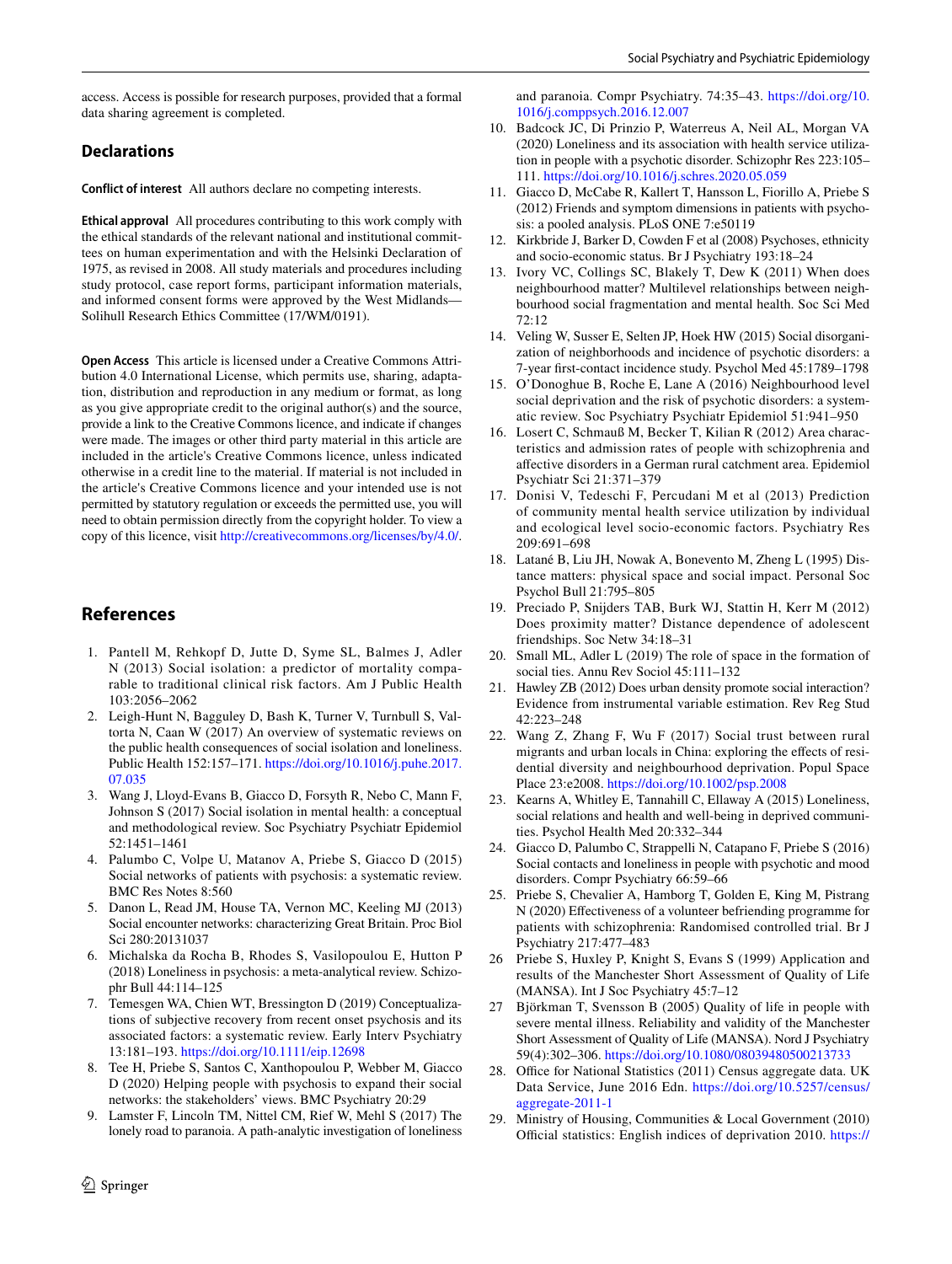access. Access is possible for research purposes, provided that a formal data sharing agreement is completed.

## Declarations

**Conflict of interest** All authors declare no competing interests.

**Ethical approval** All procedures contributing to this work comply with the ethical standards of the relevant national and institutional committees on human experimentation and with the Helsinki Declaration of 1975, as revised in 2008. All study materials and procedures including study protocol, case report forms, participant information materials, and informed consent forms were approved by the West Midlands—Solihull Research Ethics Committee (17/WM/0191).

**Open Access** This article is licensed under a Creative Commons Attribution 4.0 International License, which permits use, sharing, adaptation, distribution and reproduction in any medium or format, as long as you give appropriate credit to the original author(s) and the source, provide a link to the Creative Commons licence, and indicate if changes were made. The images or other third party material in this article are included in the article's Creative Commons licence, unless indicated otherwise in a credit line to the material. If material is not included in the article's Creative Commons licence and your intended use is not permitted by statutory regulation or exceeds the permitted use, you will need to obtain permission directly from the copyright holder. To view a copy of this licence, visit http://creativecommons.org/licenses/by/4.0/.

## References

1. Pantell M, Rehkopf D, Jutte D, Syme SL, Balmes J, Adler N (2013) Social isolation: a predictor of mortality comparable to traditional clinical risk factors. Am J Public Health 103:2056–2062
2. Leigh-Hunt N, Bagguley D, Bash K, Turner V, Turnbull S, Valtorta N, Caan W (2017) An overview of systematic reviews on the public health consequences of social isolation and loneliness. Public Health 152:157–171. https://doi.org/10.1016/j.puhe.2017.07.035
3. Wang J, Lloyd-Evans B, Giacco D, Forsyth R, Nebo C, Mann F, Johnson S (2017) Social isolation in mental health: a conceptual and methodological review. Soc Psychiatry Psychiatr Epidemiol 52:1451–1461
4. Palumbo C, Volpe U, Matanov A, Priebe S, Giacco D (2015) Social networks of patients with psychosis: a systematic review. BMC Res Notes 8:560
5. Danon L, Read JM, House TA, Vernon MC, Keeling MJ (2013) Social encounter networks: characterizing Great Britain. Proc Biol Sci 280:20131037
6. Michalska da Rocha B, Rhodes S, Vasilopoulou E, Hutton P (2018) Loneliness in psychosis: a meta-analytical review. Schizophr Bull 44:114–125
7. Temesgen WA, Chien WT, Bressington D (2019) Conceptualizations of subjective recovery from recent onset psychosis and its associated factors: a systematic review. Early Interv Psychiatry 13:181–193. https://doi.org/10.1111/eip.12698
8. Tee H, Priebe S, Santos C, Xanthopoulou P, Webber M, Giacco D (2020) Helping people with psychosis to expand their social networks: the stakeholders' views. BMC Psychiatry 20:29
9. Lamster F, Lincoln TM, Nittel CM, Rief W, Mehl S (2017) The lonely road to paranoia. A path-analytic investigation of loneliness and paranoia. Compr Psychiatry. 74:35–43. https://doi.org/10.1016/j.comppsych.2016.12.007
10. Badcock JC, Di Prinzio P, Waterreus A, Neil AL, Morgan VA (2020) Loneliness and its association with health service utilization in people with a psychotic disorder. Schizophr Res 223:105–111. https://doi.org/10.1016/j.schres.2020.05.059
11. Giacco D, McCabe R, Kallert T, Hansson L, Fiorillo A, Priebe S (2012) Friends and symptom dimensions in patients with psychosis: a pooled analysis. PLoS ONE 7:e50119
12. Kirkbride J, Barker D, Cowden F et al (2008) Psychoses, ethnicity and socio-economic status. Br J Psychiatry 193:18–24
13. Ivory VC, Collings SC, Blakely T, Dew K (2011) When does neighbourhood matter? Multilevel relationships between neighbourhood social fragmentation and mental health. Soc Sci Med 72:12
14. Veling W, Susser E, Selten JP, Hoek HW (2015) Social disorganization of neighborhoods and incidence of psychotic disorders: a 7-year first-contact incidence study. Psychol Med 45:1789–1798
15. O'Donoghue B, Roche E, Lane A (2016) Neighbourhood level social deprivation and the risk of psychotic disorders: a systematic review. Soc Psychiatry Psychiatr Epidemiol 51:941–950
16. Losert C, Schmauß M, Becker T, Kilian R (2012) Area characteristics and admission rates of people with schizophrenia and affective disorders in a German rural catchment area. Epidemiol Psychiatr Sci 21:371–379
17. Donisi V, Tedeschi F, Percudani M et al (2013) Prediction of community mental health service utilization by individual and ecological level socio-economic factors. Psychiatry Res 209:691–698
18. Latané B, Liu JH, Nowak A, Bonevento M, Zheng L (1995) Distance matters: physical space and social impact. Personal Soc Psychol Bull 21:795–805
19. Preciado P, Snijders TAB, Burk WJ, Stattin H, Kerr M (2012) Does proximity matter? Distance dependence of adolescent friendships. Soc Netw 34:18–31
20. Small ML, Adler L (2019) The role of space in the formation of social ties. Annu Rev Sociol 45:111–132
21. Hawley ZB (2012) Does urban density promote social interaction? Evidence from instrumental variable estimation. Rev Reg Stud 42:223–248
22. Wang Z, Zhang F, Wu F (2017) Social trust between rural migrants and urban locals in China: exploring the effects of residential diversity and neighbourhood deprivation. Popul Space Place 23:e2008. https://doi.org/10.1002/psp.2008
23. Kearns A, Whitley E, Tannahill C, Ellaway A (2015) Loneliness, social relations and health and well-being in deprived communities. Psychol Health Med 20:332–344
24. Giacco D, Palumbo C, Strappelli N, Catapano F, Priebe S (2016) Social contacts and loneliness in people with psychotic and mood disorders. Compr Psychiatry 66:59–66
25. Priebe S, Chevalier A, Hamborg T, Golden E, King M, Pistrang N (2020) Effectiveness of a volunteer befriending programme for patients with schizophrenia: Randomised controlled trial. Br J Psychiatry 217:477–483
26. Priebe S, Huxley P, Knight S, Evans S (1999) Application and results of the Manchester Short Assessment of Quality of Life (MANSA). Int J Soc Psychiatry 45:7–12
27. Björkman T, Svensson B (2005) Quality of life in people with severe mental illness. Reliability and validity of the Manchester Short Assessment of Quality of Life (MANSA). Nord J Psychiatry 59(4):302–306. https://doi.org/10.1080/08039480500213733
28. Office for National Statistics (2011) Census aggregate data. UK Data Service, June 2016 Edn. https://doi.org/10.5257/census/aggregate-2011-1
29. Ministry of Housing, Communities & Local Government (2010) Official statistics: English indices of deprivation 2010. https://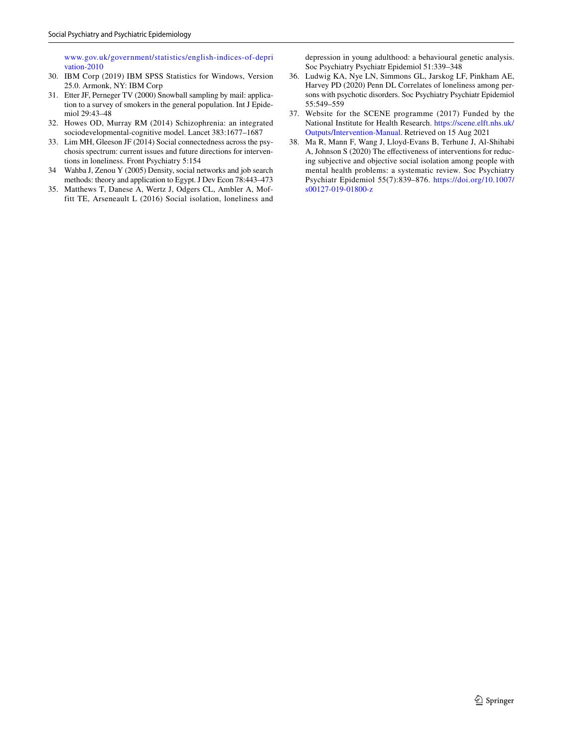www.gov.uk/government/statistics/english-indices-of-deprivation-2010

30. IBM Corp (2019) IBM SPSS Statistics for Windows, Version 25.0. Armonk, NY: IBM Corp
31. Etter JF, Perneger TV (2000) Snowball sampling by mail: application to a survey of smokers in the general population. Int J Epidemiol 29:43–48
32. Howes OD, Murray RM (2014) Schizophrenia: an integrated sociodevelopmental-cognitive model. Lancet 383:1677–1687
33. Lim MH, Gleeson JF (2014) Social connectedness across the psychosis spectrum: current issues and future directions for interventions in loneliness. Front Psychiatry 5:154
34. Wahba J, Zenou Y (2005) Density, social networks and job search methods: theory and application to Egypt. J Dev Econ 78:443–473
35. Matthews T, Danese A, Wertz J, Odgers CL, Ambler A, Moffitt TE, Arseneault L (2016) Social isolation, loneliness and depression in young adulthood: a behavioural genetic analysis. Soc Psychiatry Psychiatr Epidemiol 51:339–348
36. Ludwig KA, Nye LN, Simmons GL, Jarskog LF, Pinkham AE, Harvey PD (2020) Penn DL Correlates of loneliness among persons with psychotic disorders. Soc Psychiatry Psychiatr Epidemiol 55:549–559
37. Website for the SCENE programme (2017) Funded by the National Institute for Health Research. https://scene.elft.nhs.uk/Outputs/Intervention-Manual. Retrieved on 15 Aug 2021
38. Ma R, Mann F, Wang J, Lloyd-Evans B, Terhune J, Al-Shihabi A, Johnson S (2020) The effectiveness of interventions for reducing subjective and objective social isolation among people with mental health problems: a systematic review. Soc Psychiatry Psychiatr Epidemiol 55(7):839–876. https://doi.org/10.1007/s00127-019-01800-z